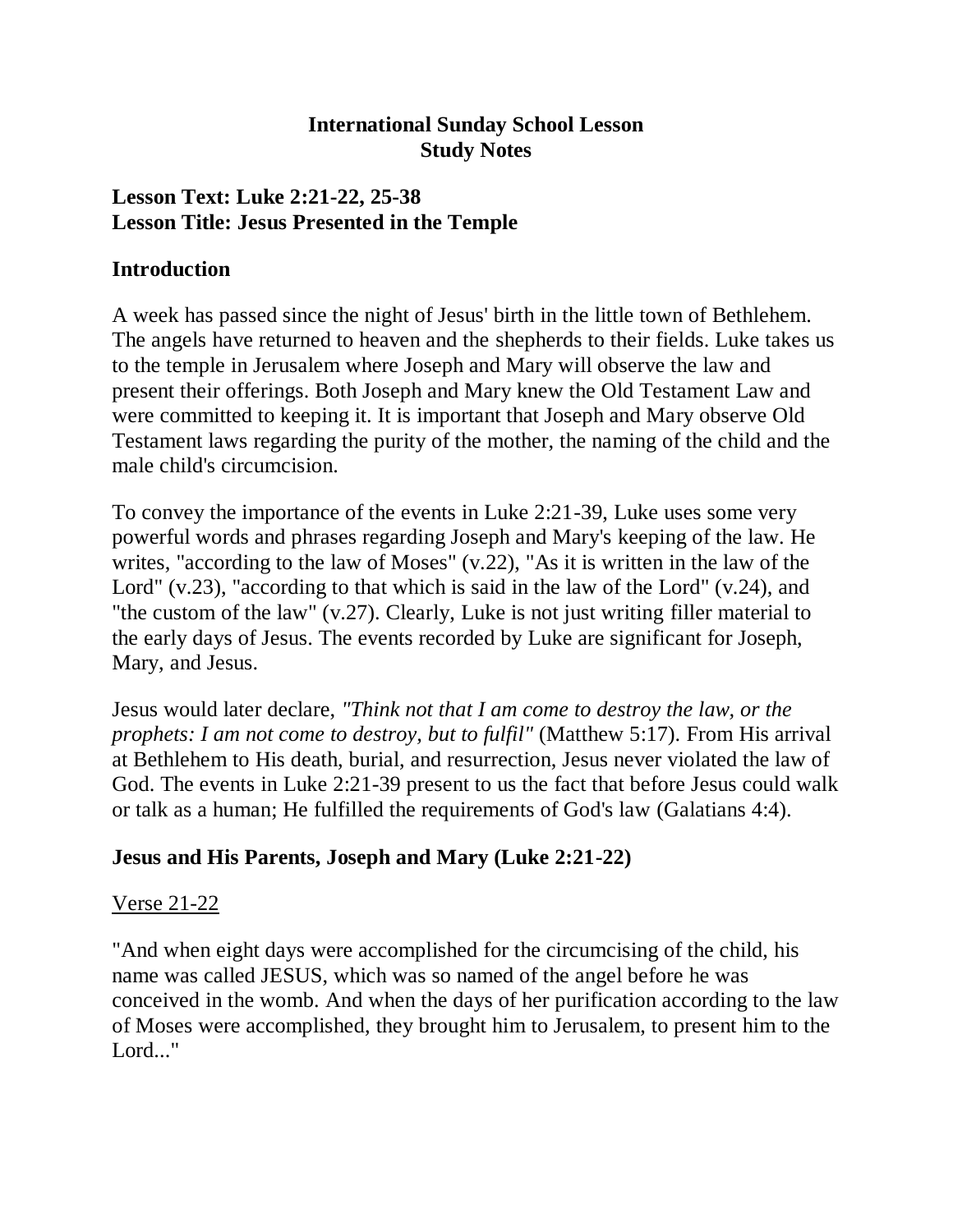# International Sunday School Lesson
# Study Notes

## Lesson Text: Luke 2:21-22, 25-38
## Lesson Title: Jesus Presented in the Temple

### Introduction

A week has passed since the night of Jesus' birth in the little town of Bethlehem. The angels have returned to heaven and the shepherds to their fields. Luke takes us to the temple in Jerusalem where Joseph and Mary will observe the law and present their offerings. Both Joseph and Mary knew the Old Testament Law and were committed to keeping it. It is important that Joseph and Mary observe Old Testament laws regarding the purity of the mother, the naming of the child and the male child's circumcision.

To convey the importance of the events in Luke 2:21-39, Luke uses some very powerful words and phrases regarding Joseph and Mary's keeping of the law. He writes, "according to the law of Moses" (v.22), "As it is written in the law of the Lord" (v.23), "according to that which is said in the law of the Lord" (v.24), and "the custom of the law" (v.27). Clearly, Luke is not just writing filler material to the early days of Jesus. The events recorded by Luke are significant for Joseph, Mary, and Jesus.

Jesus would later declare, *"Think not that I am come to destroy the law, or the prophets: I am not come to destroy, but to fulfil"* (Matthew 5:17). From His arrival at Bethlehem to His death, burial, and resurrection, Jesus never violated the law of God. The events in Luke 2:21-39 present to us the fact that before Jesus could walk or talk as a human; He fulfilled the requirements of God's law (Galatians 4:4).

### Jesus and His Parents, Joseph and Mary (Luke 2:21-22)

Verse 21-22

"And when eight days were accomplished for the circumcising of the child, his name was called JESUS, which was so named of the angel before he was conceived in the womb. And when the days of her purification according to the law of Moses were accomplished, they brought him to Jerusalem, to present him to the Lord..."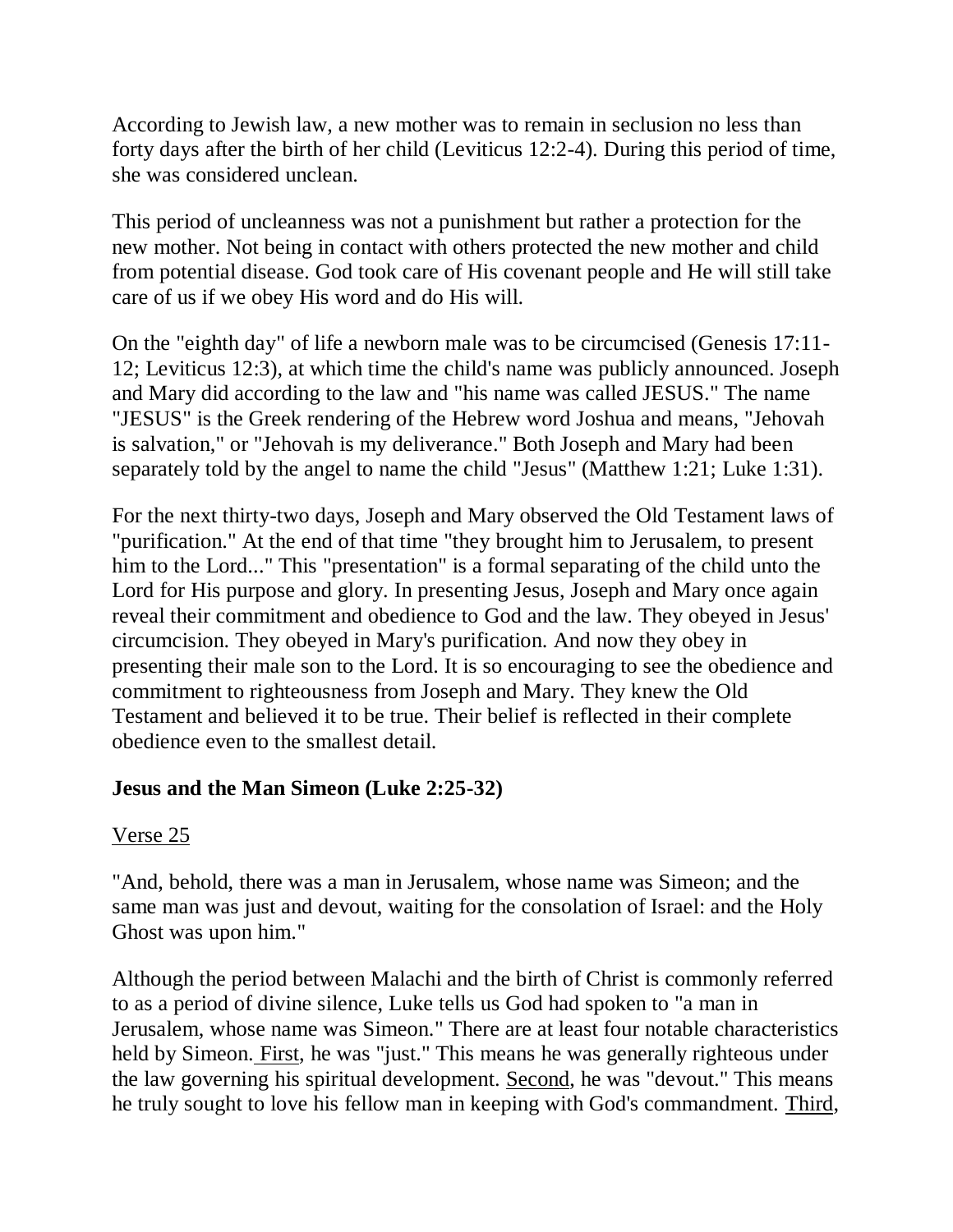According to Jewish law, a new mother was to remain in seclusion no less than forty days after the birth of her child (Leviticus 12:2-4). During this period of time, she was considered unclean.

This period of uncleanness was not a punishment but rather a protection for the new mother. Not being in contact with others protected the new mother and child from potential disease. God took care of His covenant people and He will still take care of us if we obey His word and do His will.

On the "eighth day" of life a newborn male was to be circumcised (Genesis 17:11-12; Leviticus 12:3), at which time the child's name was publicly announced. Joseph and Mary did according to the law and "his name was called JESUS." The name "JESUS" is the Greek rendering of the Hebrew word Joshua and means, "Jehovah is salvation," or "Jehovah is my deliverance." Both Joseph and Mary had been separately told by the angel to name the child "Jesus" (Matthew 1:21; Luke 1:31).

For the next thirty-two days, Joseph and Mary observed the Old Testament laws of "purification." At the end of that time "they brought him to Jerusalem, to present him to the Lord..." This "presentation" is a formal separating of the child unto the Lord for His purpose and glory. In presenting Jesus, Joseph and Mary once again reveal their commitment and obedience to God and the law. They obeyed in Jesus' circumcision. They obeyed in Mary's purification. And now they obey in presenting their male son to the Lord. It is so encouraging to see the obedience and commitment to righteousness from Joseph and Mary. They knew the Old Testament and believed it to be true. Their belief is reflected in their complete obedience even to the smallest detail.

**Jesus and the Man Simeon (Luke 2:25-32)**

<u>Verse 25</u>

"And, behold, there was a man in Jerusalem, whose name was Simeon; and the same man was just and devout, waiting for the consolation of Israel: and the Holy Ghost was upon him."

Although the period between Malachi and the birth of Christ is commonly referred to as a period of divine silence, Luke tells us God had spoken to "a man in Jerusalem, whose name was Simeon." There are at least four notable characteristics held by Simeon. <u>First</u>, he was "just." This means he was generally righteous under the law governing his spiritual development. <u>Second</u>, he was "devout." This means he truly sought to love his fellow man in keeping with God's commandment. <u>Third</u>,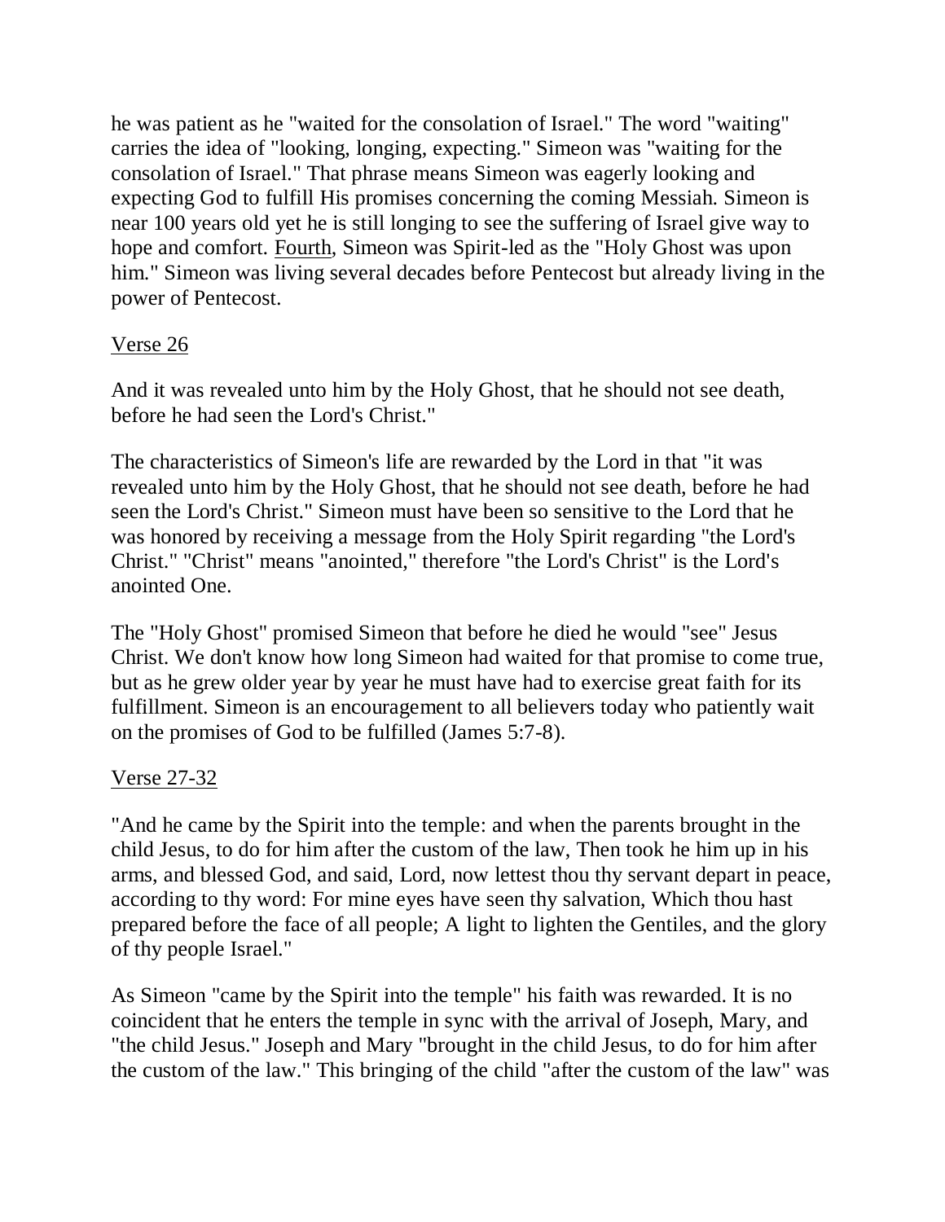he was patient as he "waited for the consolation of Israel." The word "waiting" carries the idea of "looking, longing, expecting." Simeon was "waiting for the consolation of Israel." That phrase means Simeon was eagerly looking and expecting God to fulfill His promises concerning the coming Messiah. Simeon is near 100 years old yet he is still longing to see the suffering of Israel give way to hope and comfort. <u>Fourth</u>, Simeon was Spirit-led as the "Holy Ghost was upon him." Simeon was living several decades before Pentecost but already living in the power of Pentecost.

<u>Verse 26</u>

And it was revealed unto him by the Holy Ghost, that he should not see death, before he had seen the Lord's Christ."

The characteristics of Simeon's life are rewarded by the Lord in that "it was revealed unto him by the Holy Ghost, that he should not see death, before he had seen the Lord's Christ." Simeon must have been so sensitive to the Lord that he was honored by receiving a message from the Holy Spirit regarding "the Lord's Christ." "Christ" means "anointed," therefore "the Lord's Christ" is the Lord's anointed One.

The "Holy Ghost" promised Simeon that before he died he would "see" Jesus Christ. We don't know how long Simeon had waited for that promise to come true, but as he grew older year by year he must have had to exercise great faith for its fulfillment. Simeon is an encouragement to all believers today who patiently wait on the promises of God to be fulfilled (James 5:7-8).

<u>Verse 27-32</u>

"And he came by the Spirit into the temple: and when the parents brought in the child Jesus, to do for him after the custom of the law, Then took he him up in his arms, and blessed God, and said, Lord, now lettest thou thy servant depart in peace, according to thy word: For mine eyes have seen thy salvation, Which thou hast prepared before the face of all people; A light to lighten the Gentiles, and the glory of thy people Israel."

As Simeon "came by the Spirit into the temple" his faith was rewarded. It is no coincident that he enters the temple in sync with the arrival of Joseph, Mary, and "the child Jesus." Joseph and Mary "brought in the child Jesus, to do for him after the custom of the law." This bringing of the child "after the custom of the law" was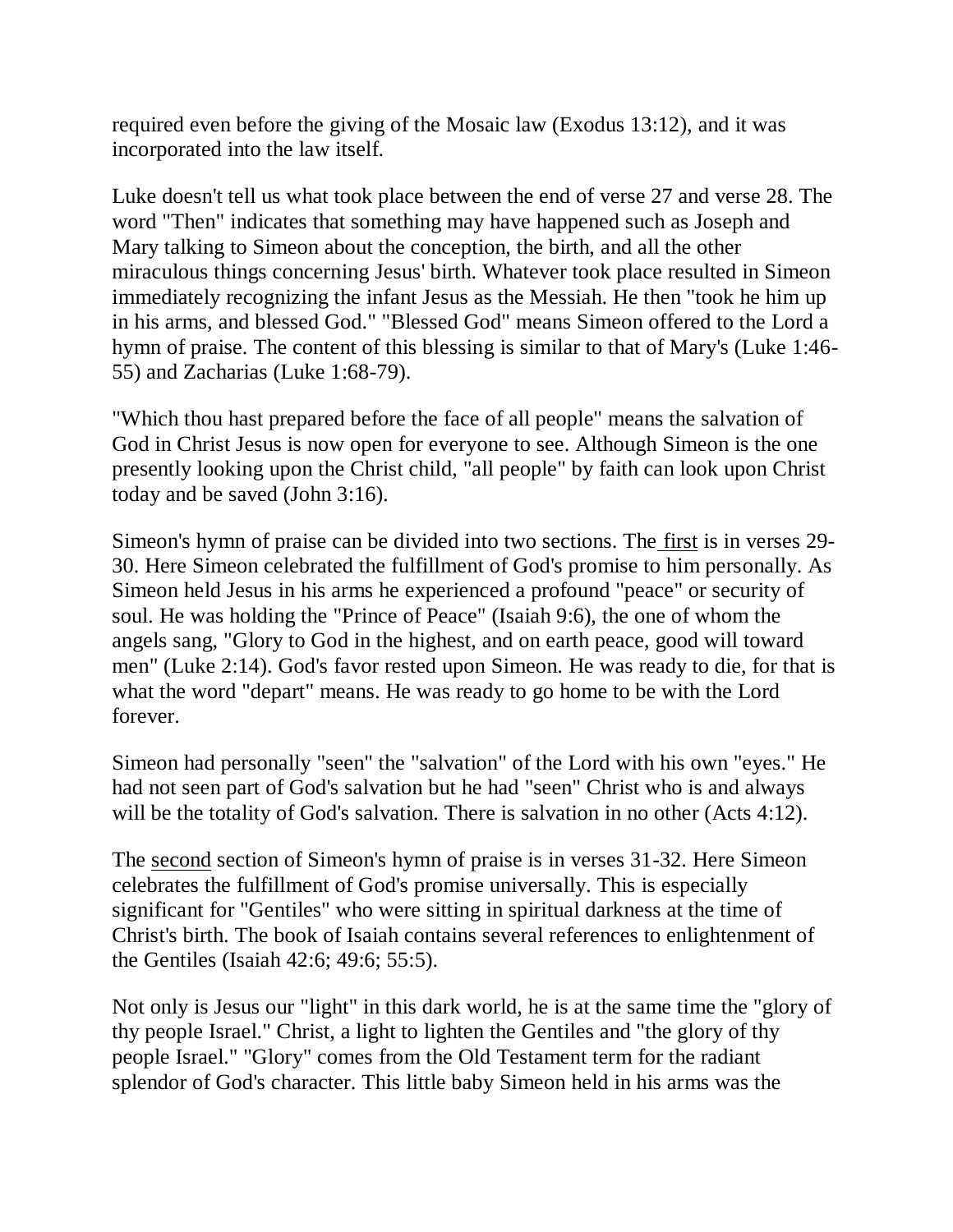required even before the giving of the Mosaic law (Exodus 13:12), and it was incorporated into the law itself.

Luke doesn't tell us what took place between the end of verse 27 and verse 28. The word "Then" indicates that something may have happened such as Joseph and Mary talking to Simeon about the conception, the birth, and all the other miraculous things concerning Jesus' birth. Whatever took place resulted in Simeon immediately recognizing the infant Jesus as the Messiah. He then "took he him up in his arms, and blessed God." "Blessed God" means Simeon offered to the Lord a hymn of praise. The content of this blessing is similar to that of Mary's (Luke 1:46-55) and Zacharias (Luke 1:68-79).

"Which thou hast prepared before the face of all people" means the salvation of God in Christ Jesus is now open for everyone to see. Although Simeon is the one presently looking upon the Christ child, "all people" by faith can look upon Christ today and be saved (John 3:16).

Simeon's hymn of praise can be divided into two sections. The first is in verses 29-30. Here Simeon celebrated the fulfillment of God's promise to him personally. As Simeon held Jesus in his arms he experienced a profound "peace" or security of soul. He was holding the "Prince of Peace" (Isaiah 9:6), the one of whom the angels sang, "Glory to God in the highest, and on earth peace, good will toward men" (Luke 2:14). God's favor rested upon Simeon. He was ready to die, for that is what the word "depart" means. He was ready to go home to be with the Lord forever.

Simeon had personally "seen" the "salvation" of the Lord with his own "eyes." He had not seen part of God's salvation but he had "seen" Christ who is and always will be the totality of God's salvation. There is salvation in no other (Acts 4:12).

The second section of Simeon's hymn of praise is in verses 31-32. Here Simeon celebrates the fulfillment of God's promise universally. This is especially significant for "Gentiles" who were sitting in spiritual darkness at the time of Christ's birth. The book of Isaiah contains several references to enlightenment of the Gentiles (Isaiah 42:6; 49:6; 55:5).

Not only is Jesus our "light" in this dark world, he is at the same time the "glory of thy people Israel." Christ, a light to lighten the Gentiles and "the glory of thy people Israel." "Glory" comes from the Old Testament term for the radiant splendor of God's character. This little baby Simeon held in his arms was the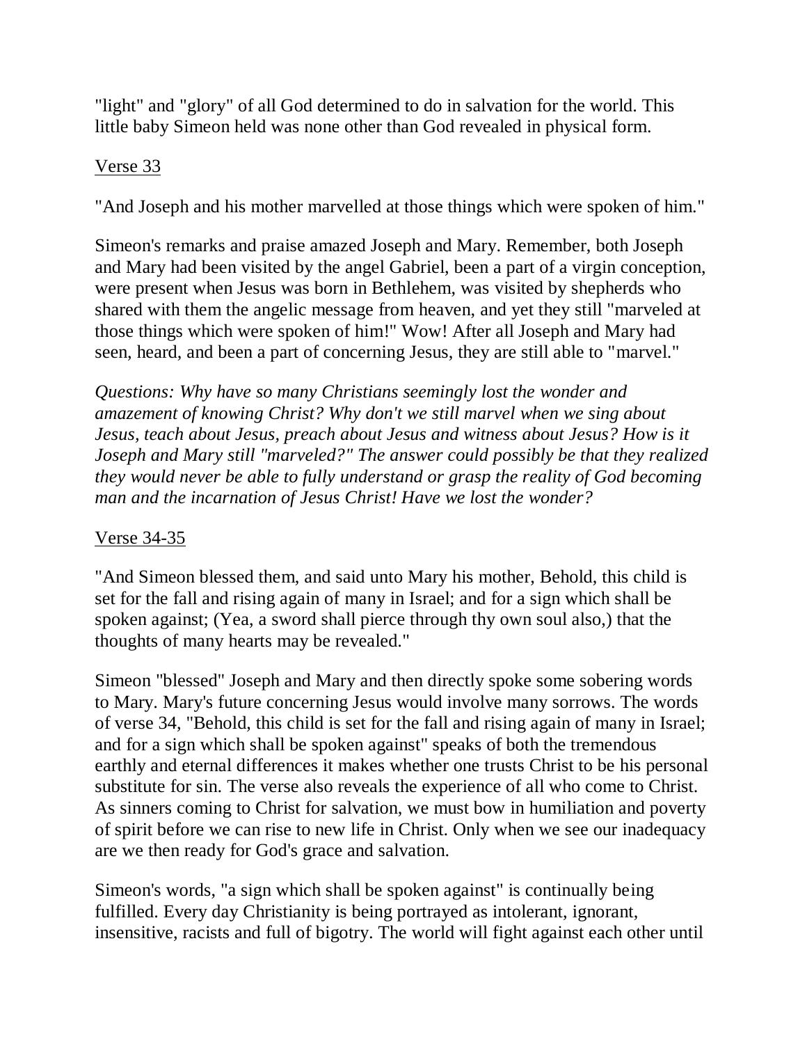"light" and "glory" of all God determined to do in salvation for the world. This little baby Simeon held was none other than God revealed in physical form.

<u>Verse 33</u>

"And Joseph and his mother marvelled at those things which were spoken of him."

Simeon's remarks and praise amazed Joseph and Mary. Remember, both Joseph and Mary had been visited by the angel Gabriel, been a part of a virgin conception, were present when Jesus was born in Bethlehem, was visited by shepherds who shared with them the angelic message from heaven, and yet they still "marveled at those things which were spoken of him!" Wow! After all Joseph and Mary had seen, heard, and been a part of concerning Jesus, they are still able to "marvel."

*Questions: Why have so many Christians seemingly lost the wonder and amazement of knowing Christ? Why don't we still marvel when we sing about Jesus, teach about Jesus, preach about Jesus and witness about Jesus? How is it Joseph and Mary still "marveled?" The answer could possibly be that they realized they would never be able to fully understand or grasp the reality of God becoming man and the incarnation of Jesus Christ! Have we lost the wonder?*

<u>Verse 34-35</u>

"And Simeon blessed them, and said unto Mary his mother, Behold, this child is set for the fall and rising again of many in Israel; and for a sign which shall be spoken against; (Yea, a sword shall pierce through thy own soul also,) that the thoughts of many hearts may be revealed."

Simeon "blessed" Joseph and Mary and then directly spoke some sobering words to Mary. Mary's future concerning Jesus would involve many sorrows. The words of verse 34, "Behold, this child is set for the fall and rising again of many in Israel; and for a sign which shall be spoken against" speaks of both the tremendous earthly and eternal differences it makes whether one trusts Christ to be his personal substitute for sin. The verse also reveals the experience of all who come to Christ. As sinners coming to Christ for salvation, we must bow in humiliation and poverty of spirit before we can rise to new life in Christ. Only when we see our inadequacy are we then ready for God's grace and salvation.

Simeon's words, "a sign which shall be spoken against" is continually being fulfilled. Every day Christianity is being portrayed as intolerant, ignorant, insensitive, racists and full of bigotry. The world will fight against each other until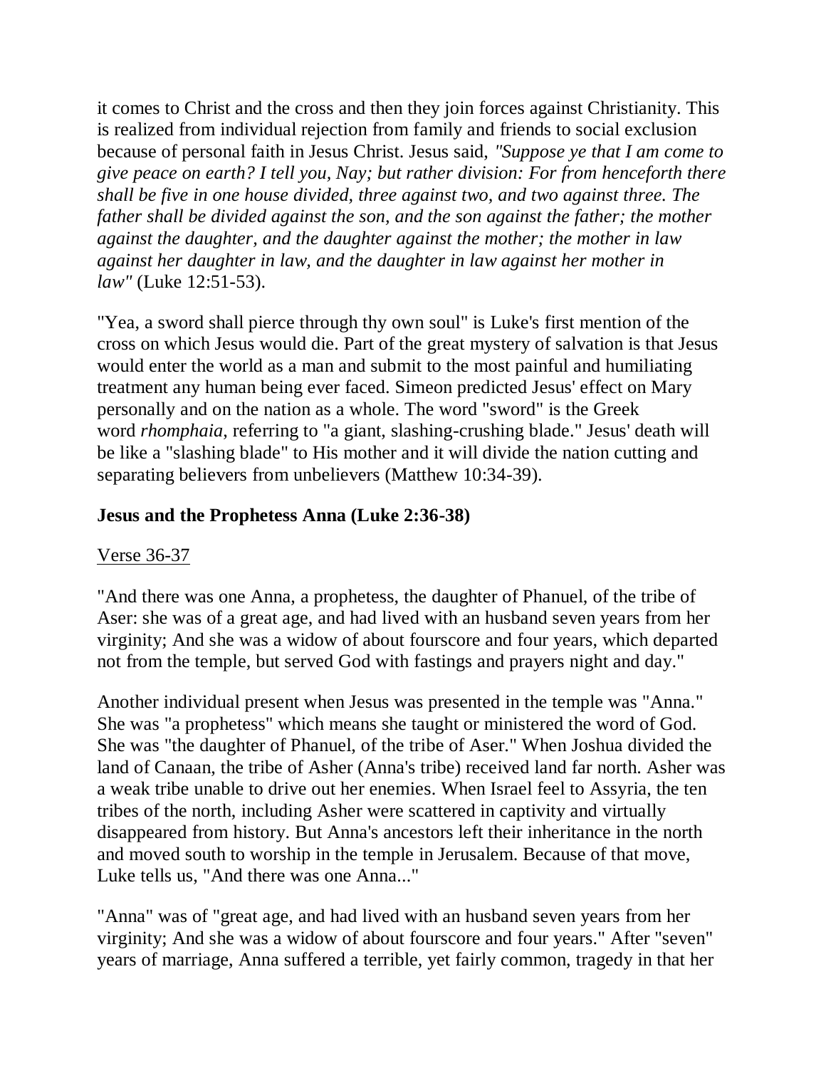it comes to Christ and the cross and then they join forces against Christianity. This is realized from individual rejection from family and friends to social exclusion because of personal faith in Jesus Christ. Jesus said, *"Suppose ye that I am come to give peace on earth? I tell you, Nay; but rather division: For from henceforth there shall be five in one house divided, three against two, and two against three. The father shall be divided against the son, and the son against the father; the mother against the daughter, and the daughter against the mother; the mother in law against her daughter in law, and the daughter in law against her mother in law"* (Luke 12:51-53).

"Yea, a sword shall pierce through thy own soul" is Luke's first mention of the cross on which Jesus would die. Part of the great mystery of salvation is that Jesus would enter the world as a man and submit to the most painful and humiliating treatment any human being ever faced. Simeon predicted Jesus' effect on Mary personally and on the nation as a whole. The word "sword" is the Greek word *rhomphaia*, referring to "a giant, slashing-crushing blade." Jesus' death will be like a "slashing blade" to His mother and it will divide the nation cutting and separating believers from unbelievers (Matthew 10:34-39).

**Jesus and the Prophetess Anna (Luke 2:36-38)**

Verse 36-37

"And there was one Anna, a prophetess, the daughter of Phanuel, of the tribe of Aser: she was of a great age, and had lived with an husband seven years from her virginity; And she was a widow of about fourscore and four years, which departed not from the temple, but served God with fastings and prayers night and day."

Another individual present when Jesus was presented in the temple was "Anna." She was "a prophetess" which means she taught or ministered the word of God. She was "the daughter of Phanuel, of the tribe of Aser." When Joshua divided the land of Canaan, the tribe of Asher (Anna's tribe) received land far north. Asher was a weak tribe unable to drive out her enemies. When Israel feel to Assyria, the ten tribes of the north, including Asher were scattered in captivity and virtually disappeared from history. But Anna's ancestors left their inheritance in the north and moved south to worship in the temple in Jerusalem. Because of that move, Luke tells us, "And there was one Anna..."

"Anna" was of "great age, and had lived with an husband seven years from her virginity; And she was a widow of about fourscore and four years." After "seven" years of marriage, Anna suffered a terrible, yet fairly common, tragedy in that her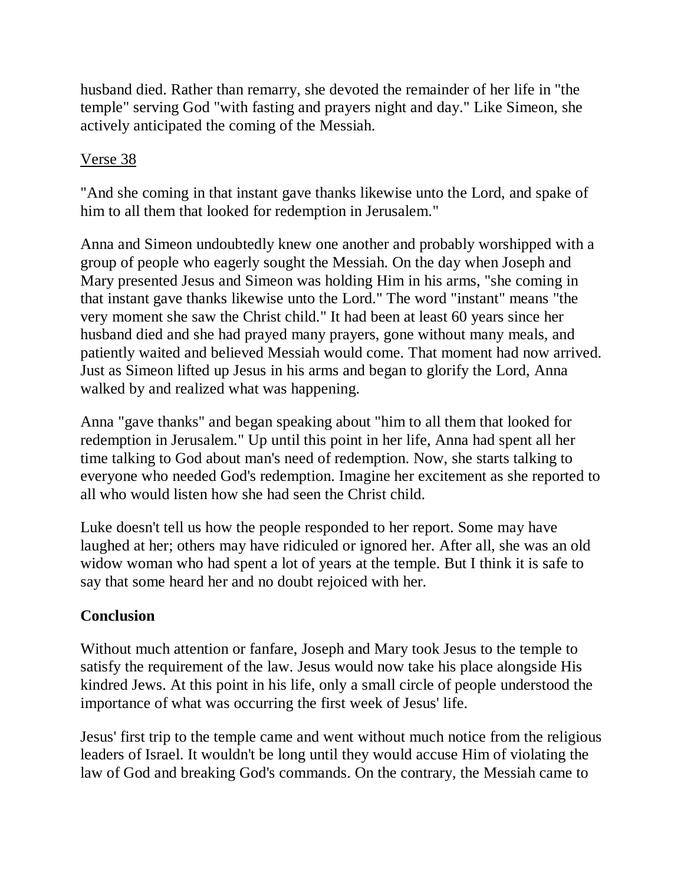husband died. Rather than remarry, she devoted the remainder of her life in "the temple" serving God "with fasting and prayers night and day." Like Simeon, she actively anticipated the coming of the Messiah.

<u>Verse 38</u>

"And she coming in that instant gave thanks likewise unto the Lord, and spake of him to all them that looked for redemption in Jerusalem."

Anna and Simeon undoubtedly knew one another and probably worshipped with a group of people who eagerly sought the Messiah. On the day when Joseph and Mary presented Jesus and Simeon was holding Him in his arms, "she coming in that instant gave thanks likewise unto the Lord." The word "instant" means "the very moment she saw the Christ child." It had been at least 60 years since her husband died and she had prayed many prayers, gone without many meals, and patiently waited and believed Messiah would come. That moment had now arrived. Just as Simeon lifted up Jesus in his arms and began to glorify the Lord, Anna walked by and realized what was happening.

Anna "gave thanks" and began speaking about "him to all them that looked for redemption in Jerusalem." Up until this point in her life, Anna had spent all her time talking to God about man's need of redemption. Now, she starts talking to everyone who needed God's redemption. Imagine her excitement as she reported to all who would listen how she had seen the Christ child.

Luke doesn't tell us how the people responded to her report. Some may have laughed at her; others may have ridiculed or ignored her. After all, she was an old widow woman who had spent a lot of years at the temple. But I think it is safe to say that some heard her and no doubt rejoiced with her.

**Conclusion**

Without much attention or fanfare, Joseph and Mary took Jesus to the temple to satisfy the requirement of the law. Jesus would now take his place alongside His kindred Jews. At this point in his life, only a small circle of people understood the importance of what was occurring the first week of Jesus' life.

Jesus' first trip to the temple came and went without much notice from the religious leaders of Israel. It wouldn't be long until they would accuse Him of violating the law of God and breaking God's commands. On the contrary, the Messiah came to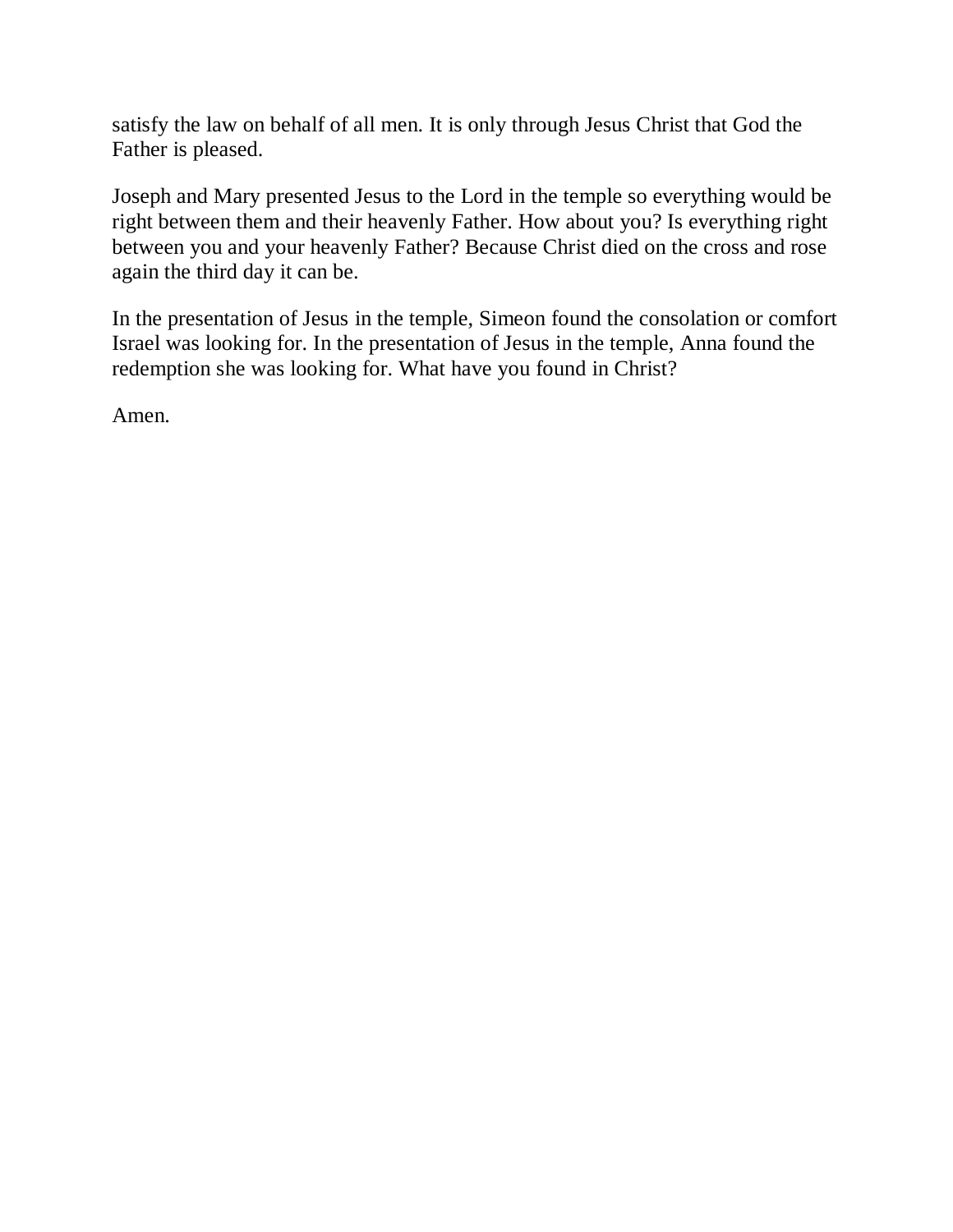satisfy the law on behalf of all men. It is only through Jesus Christ that God the Father is pleased.

Joseph and Mary presented Jesus to the Lord in the temple so everything would be right between them and their heavenly Father. How about you? Is everything right between you and your heavenly Father? Because Christ died on the cross and rose again the third day it can be.

In the presentation of Jesus in the temple, Simeon found the consolation or comfort Israel was looking for. In the presentation of Jesus in the temple, Anna found the redemption she was looking for. What have you found in Christ?

Amen.